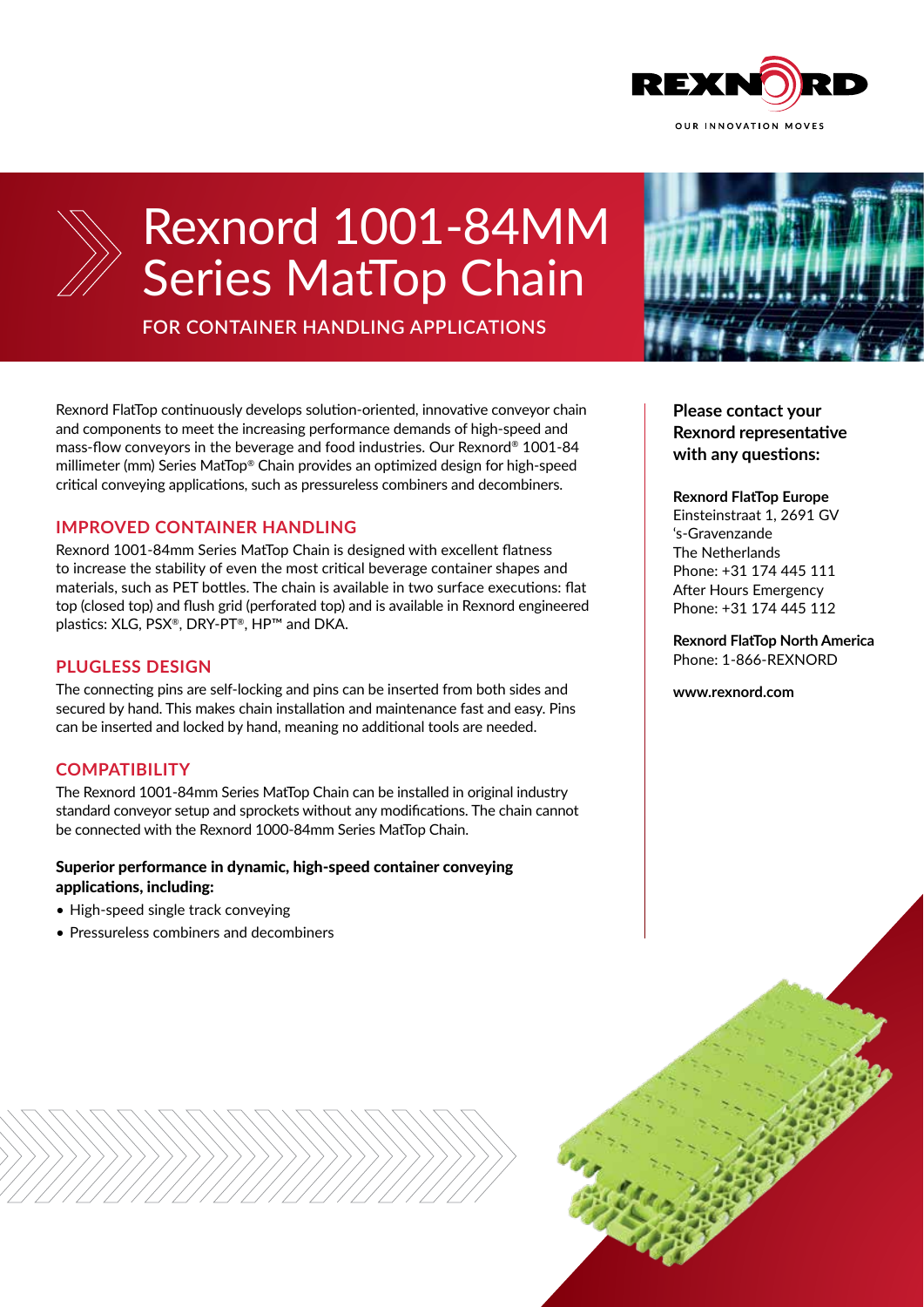# Rexnord 1001-84MM Series MatTop Chain

FOR CONTAINER HANDLING APPLICATIONS

Rexnord FlatTop continuously develops solution-oriented, innovative conveyor chain and components to meet the increasing performance demands of high-speed and mass-flow conveyors in the beverage and food industries. Our Rexnord® 1001-84 millimeter (mm) Series MatTop® Chain provides an optimized design for high-speed critical conveying applications, such as pressureless combiners and decombiners.

## IMPROVED CONTAINER HANDLING

Rexnord 1001-84mm Series MatTop Chain is designed with excellent flatness to increase the stability of even the most critical beverage container shapes and materials, such as PET bottles. The chain is available in two surface executions: flat top (closed top) and flush grid (perforated top) and is available in Rexnord engineered plastics: XLG, PSX®, DRY-PT®, HP™ and DKA.

## PLUGLESS DESIGN

The connecting pins are self-locking and pins can be inserted from both sides and secured by hand. This makes chain installation and maintenance fast and easy. Pins can be inserted and locked by hand, meaning no additional tools are needed.

## COMPATIBILITY

The Rexnord 1001-84mm Series MatTop Chain can be installed in original industry standard conveyor setup and sprockets without any modifications. The chain cannot be connected with the Rexnord 1000-84mm Series MatTop Chain.

**Superior performance in dynamic, high-speed container conveying applications, including:**

- High-speed single track conveying
- Pressureless combiners and decombiners

**Please contact your Rexnord representative with any questions:**

**Rexnord FlatTop Europe**
Einsteinstraat 1, 2691 GV
's-Gravenzande
The Netherlands
Phone: +31 174 445 111
After Hours Emergency
Phone: +31 174 445 112

**Rexnord FlatTop North America**
Phone: 1-866-REXNORD

**www.rexnord.com**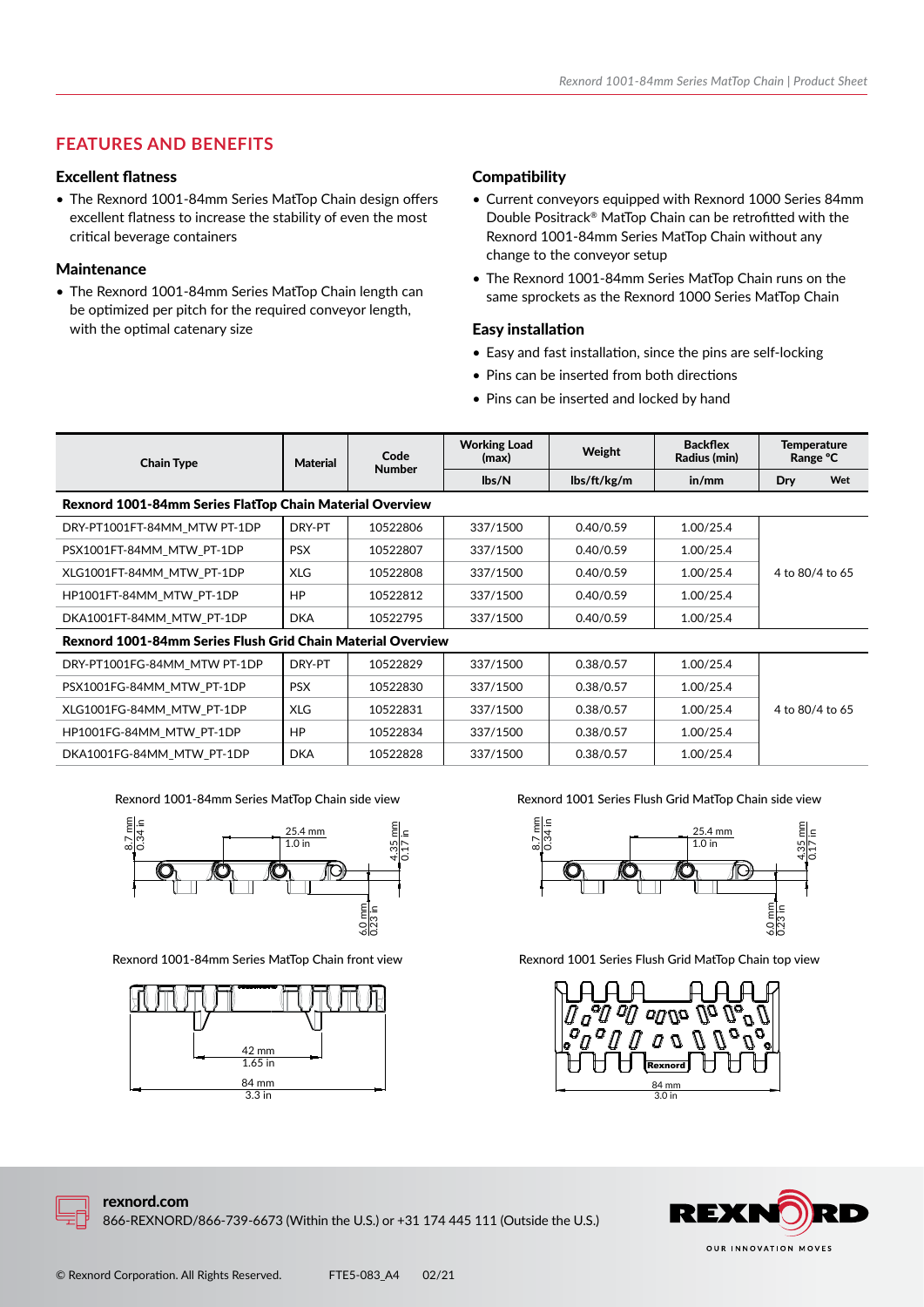## FEATURES AND BENEFITS

### Excellent flatness

- The Rexnord 1001-84mm Series MatTop Chain design offers excellent flatness to increase the stability of even the most critical beverage containers

### Maintenance

- The Rexnord 1001-84mm Series MatTop Chain length can be optimized per pitch for the required conveyor length, with the optimal catenary size

### Compatibility

- Current conveyors equipped with Rexnord 1000 Series 84mm Double Positrack® MatTop Chain can be retrofitted with the Rexnord 1001-84mm Series MatTop Chain without any change to the conveyor setup
- The Rexnord 1001-84mm Series MatTop Chain runs on the same sprockets as the Rexnord 1000 Series MatTop Chain

### Easy installation

- Easy and fast installation, since the pins are self-locking
- Pins can be inserted from both directions
- Pins can be inserted and locked by hand

| Chain Type | Material | Code Number | Working Load (max) | Weight | Backflex Radius (min) | Temperature Range °C | |
|---|---|---|---|---|---|---|---|
| | | | lbs/N | lbs/ft/kg/m | in/mm | Dry | Wet |
| **Rexnord 1001-84mm Series FlatTop Chain Material Overview** | | | | | | | |
| DRY-PT1001FT-84MM_MTW PT-1DP | DRY-PT | 10522806 | 337/1500 | 0.40/0.59 | 1.00/25.4 | 4 to 80 | 4 to 65 |
| PSX1001FT-84MM_MTW_PT-1DP | PSX | 10522807 | 337/1500 | 0.40/0.59 | 1.00/25.4 | 4 to 80 | 4 to 65 |
| XLG1001FT-84MM_MTW_PT-1DP | XLG | 10522808 | 337/1500 | 0.40/0.59 | 1.00/25.4 | 4 to 80 | 4 to 65 |
| HP1001FT-84MM_MTW_PT-1DP | HP | 10522812 | 337/1500 | 0.40/0.59 | 1.00/25.4 | 4 to 80 | 4 to 65 |
| DKA1001FT-84MM_MTW_PT-1DP | DKA | 10522795 | 337/1500 | 0.40/0.59 | 1.00/25.4 | 4 to 80 | 4 to 65 |
| **Rexnord 1001-84mm Series Flush Grid Chain Material Overview** | | | | | | | |
| DRY-PT1001FG-84MM_MTW PT-1DP | DRY-PT | 10522829 | 337/1500 | 0.38/0.57 | 1.00/25.4 | 4 to 80 | 4 to 65 |
| PSX1001FG-84MM_MTW_PT-1DP | PSX | 10522830 | 337/1500 | 0.38/0.57 | 1.00/25.4 | 4 to 80 | 4 to 65 |
| XLG1001FG-84MM_MTW_PT-1DP | XLG | 10522831 | 337/1500 | 0.38/0.57 | 1.00/25.4 | 4 to 80 | 4 to 65 |
| HP1001FG-84MM_MTW_PT-1DP | HP | 10522834 | 337/1500 | 0.38/0.57 | 1.00/25.4 | 4 to 80 | 4 to 65 |
| DKA1001FG-84MM_MTW_PT-1DP | DKA | 10522828 | 337/1500 | 0.38/0.57 | 1.00/25.4 | 4 to 80 | 4 to 65 |

Rexnord 1001-84mm Series MatTop Chain side view

8.7 mm 0.34 in
25.4 mm 1.0 in
4.35 mm 0.17 in
6.0 mm 0.23 in

Rexnord 1001 Series Flush Grid MatTop Chain side view

8.7 mm 0.34 in
25.4 mm 1.0 in
4.35 mm 0.17 in
6.0 mm 0.23 in

Rexnord 1001-84mm Series MatTop Chain front view

42 mm 1.65 in
84 mm 3.3 in

Rexnord 1001 Series Flush Grid MatTop Chain top view

Rexnord
84 mm 3.0 in

**rexnord.com**
866-REXNORD/866-739-6673 (Within the U.S.) or +31 174 445 111 (Outside the U.S.)

REXNORD
OUR INNOVATION MOVES

© Rexnord Corporation. All Rights Reserved. FTE5-083_A4 02/21